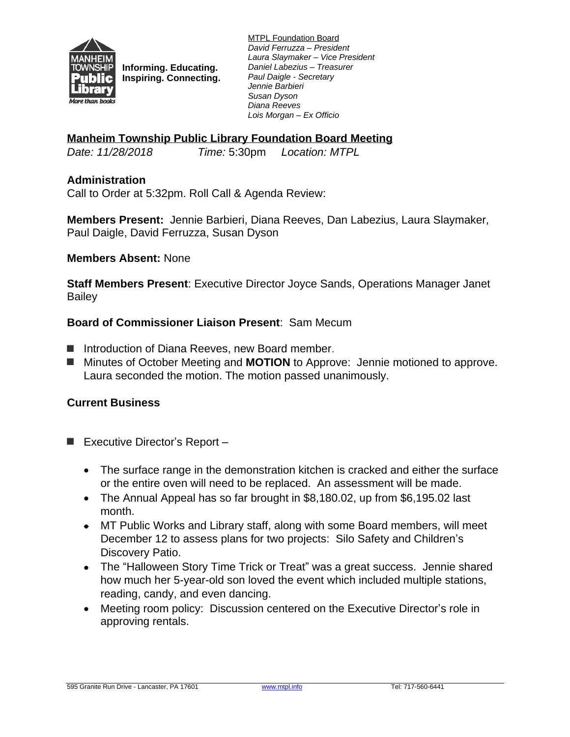Informing. Educating. Inspiring. Connecting.

MTPL Foundation Board
*David Ferruzza – President*
*Laura Slaymaker – Vice President*
*Daniel Labezius – Treasurer*
*Paul Daigle - Secretary*
*Jennie Barbieri*
*Susan Dyson*
*Diana Reeves*
*Lois Morgan – Ex Officio*

## Manheim Township Public Library Foundation Board Meeting

*Date: 11/28/2018* *Time:* 5:30pm *Location: MTPL*

### Administration

Call to Order at 5:32pm. Roll Call & Agenda Review:

**Members Present:** Jennie Barbieri, Diana Reeves, Dan Labezius, Laura Slaymaker, Paul Daigle, David Ferruzza, Susan Dyson

**Members Absent:** None

**Staff Members Present**: Executive Director Joyce Sands, Operations Manager Janet Bailey

**Board of Commissioner Liaison Present**: Sam Mecum

- Introduction of Diana Reeves, new Board member.
- Minutes of October Meeting and **MOTION** to Approve: Jennie motioned to approve. Laura seconded the motion. The motion passed unanimously.

### Current Business

- Executive Director's Report –
  - The surface range in the demonstration kitchen is cracked and either the surface or the entire oven will need to be replaced. An assessment will be made.
  - The Annual Appeal has so far brought in $8,180.02, up from $6,195.02 last month.
  - MT Public Works and Library staff, along with some Board members, will meet December 12 to assess plans for two projects: Silo Safety and Children's Discovery Patio.
  - The "Halloween Story Time Trick or Treat" was a great success. Jennie shared how much her 5-year-old son loved the event which included multiple stations, reading, candy, and even dancing.
  - Meeting room policy: Discussion centered on the Executive Director's role in approving rentals.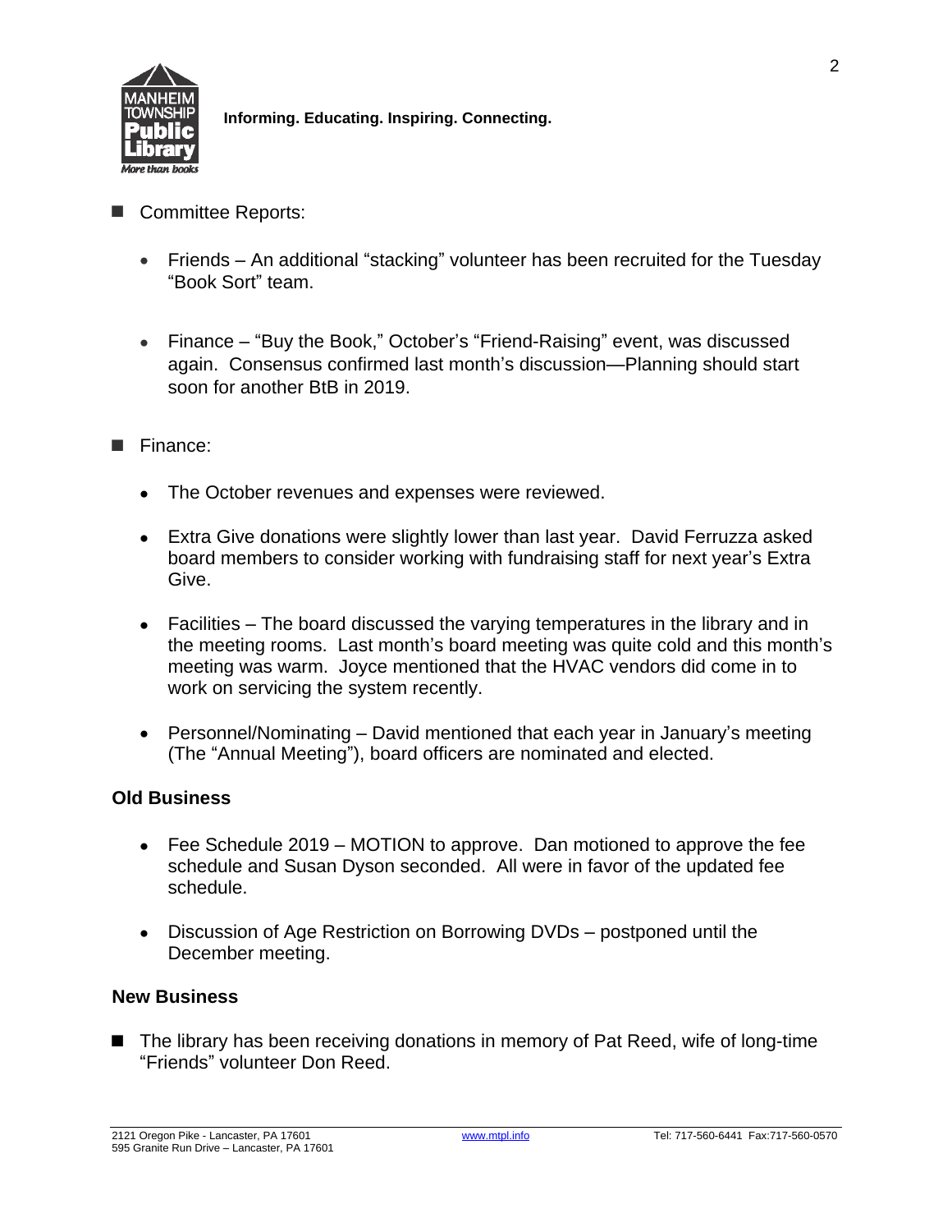Informing. Educating. Inspiring. Connecting.

- Committee Reports:
  - Friends – An additional "stacking" volunteer has been recruited for the Tuesday "Book Sort" team.
  - Finance – "Buy the Book," October's "Friend-Raising" event, was discussed again. Consensus confirmed last month's discussion—Planning should start soon for another BtB in 2019.

- Finance:
  - The October revenues and expenses were reviewed.
  - Extra Give donations were slightly lower than last year. David Ferruzza asked board members to consider working with fundraising staff for next year's Extra Give.
  - Facilities – The board discussed the varying temperatures in the library and in the meeting rooms. Last month's board meeting was quite cold and this month's meeting was warm. Joyce mentioned that the HVAC vendors did come in to work on servicing the system recently.
  - Personnel/Nominating – David mentioned that each year in January's meeting (The "Annual Meeting"), board officers are nominated and elected.

**Old Business**

- Fee Schedule 2019 – MOTION to approve. Dan motioned to approve the fee schedule and Susan Dyson seconded. All were in favor of the updated fee schedule.
- Discussion of Age Restriction on Borrowing DVDs – postponed until the December meeting.

**New Business**

- The library has been receiving donations in memory of Pat Reed, wife of long-time "Friends" volunteer Don Reed.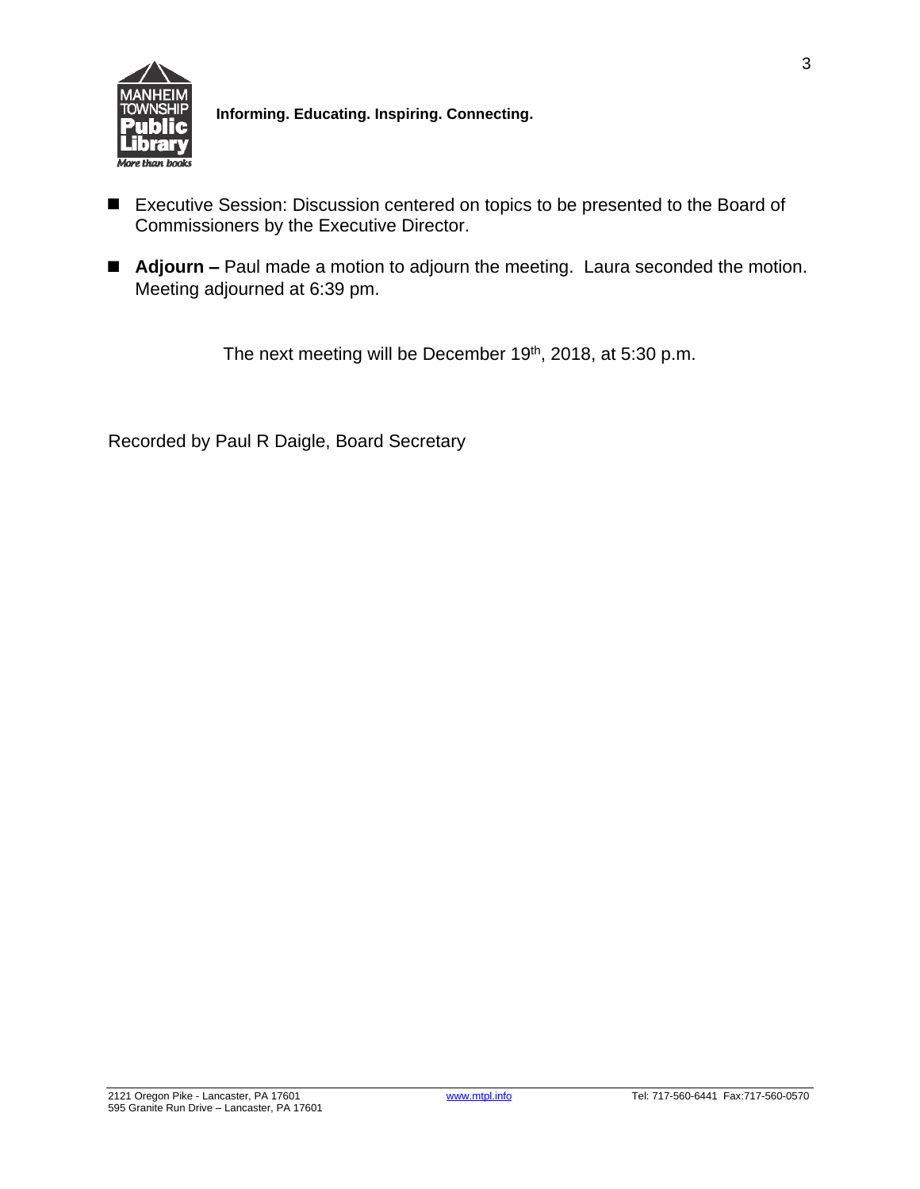Informing. Educating. Inspiring. Connecting.

- Executive Session: Discussion centered on topics to be presented to the Board of Commissioners by the Executive Director.
- **Adjourn –** Paul made a motion to adjourn the meeting. Laura seconded the motion. Meeting adjourned at 6:39 pm.

The next meeting will be December 19th, 2018, at 5:30 p.m.

Recorded by Paul R Daigle, Board Secretary